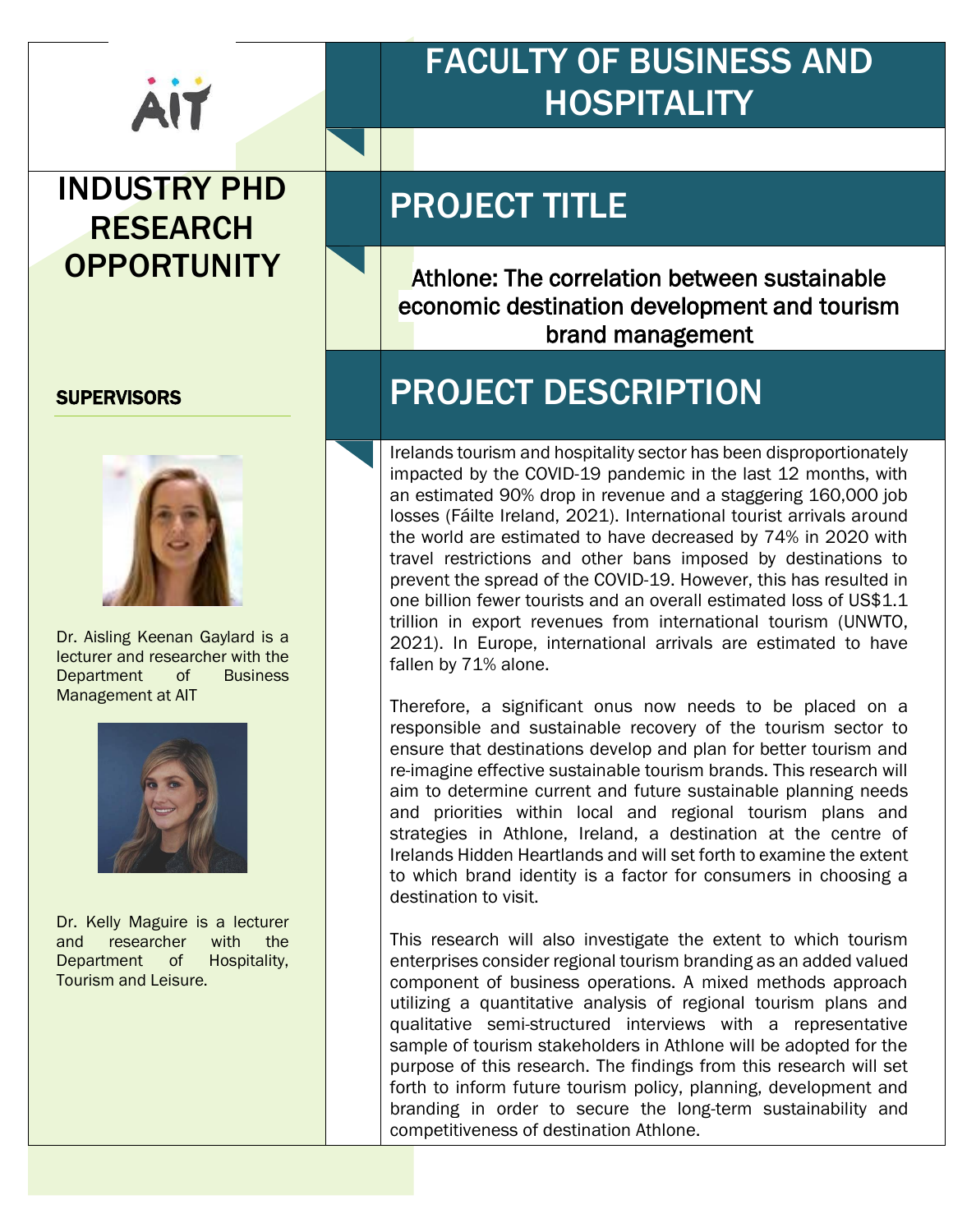AIT

# FACULTY OF BUSINESS AND HOSPITALITY

## INDUSTRY PHD RESEARCH OPPORTUNITY

### SUPERVISORS

Dr. Aisling Keenan Gaylard is a lecturer and researcher with the Department of Business Management at AIT

Dr. Kelly Maguire is a lecturer and researcher with the Department of Hospitality, Tourism and Leisure.

## PROJECT TITLE

Athlone: The correlation between sustainable economic destination development and tourism brand management

## PROJECT DESCRIPTION

Irelands tourism and hospitality sector has been disproportionately impacted by the COVID-19 pandemic in the last 12 months, with an estimated 90% drop in revenue and a staggering 160,000 job losses (Fáilte Ireland, 2021). International tourist arrivals around the world are estimated to have decreased by 74% in 2020 with travel restrictions and other bans imposed by destinations to prevent the spread of the COVID-19. However, this has resulted in one billion fewer tourists and an overall estimated loss of US$1.1 trillion in export revenues from international tourism (UNWTO, 2021). In Europe, international arrivals are estimated to have fallen by 71% alone.

Therefore, a significant onus now needs to be placed on a responsible and sustainable recovery of the tourism sector to ensure that destinations develop and plan for better tourism and re-imagine effective sustainable tourism brands. This research will aim to determine current and future sustainable planning needs and priorities within local and regional tourism plans and strategies in Athlone, Ireland, a destination at the centre of Irelands Hidden Heartlands and will set forth to examine the extent to which brand identity is a factor for consumers in choosing a destination to visit.

This research will also investigate the extent to which tourism enterprises consider regional tourism branding as an added valued component of business operations. A mixed methods approach utilizing a quantitative analysis of regional tourism plans and qualitative semi-structured interviews with a representative sample of tourism stakeholders in Athlone will be adopted for the purpose of this research. The findings from this research will set forth to inform future tourism policy, planning, development and branding in order to secure the long-term sustainability and competitiveness of destination Athlone.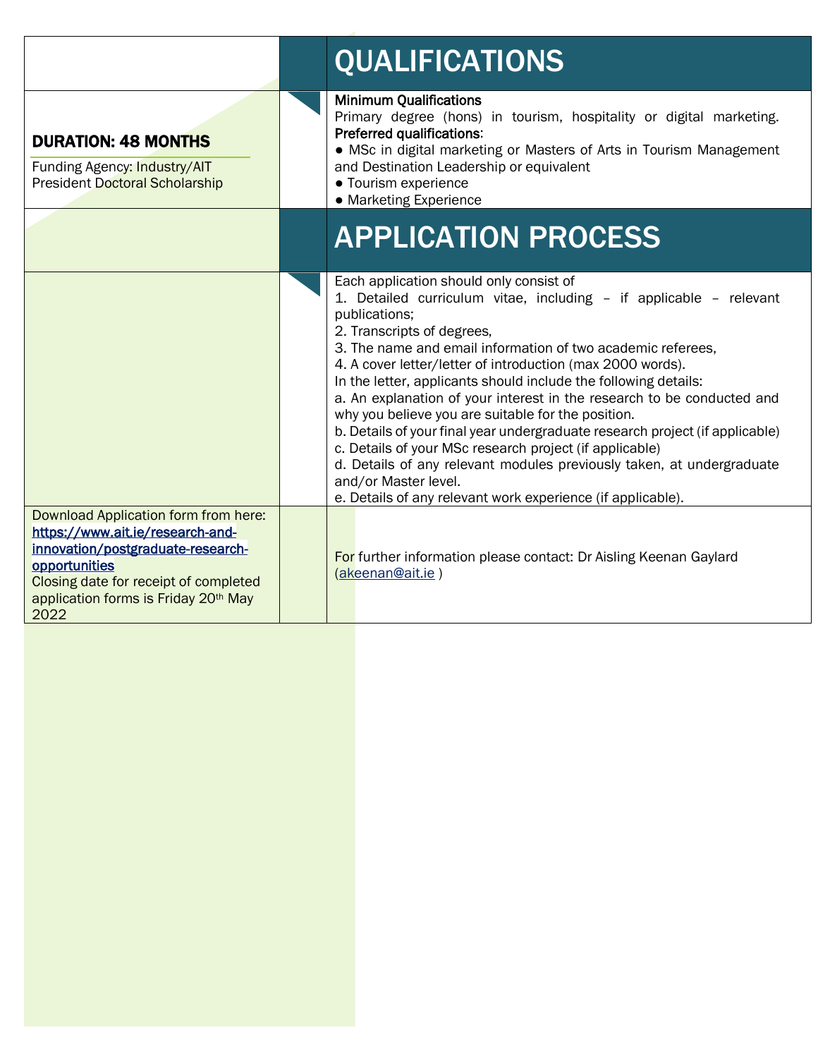## QUALIFICATIONS

**DURATION: 48 MONTHS**

Funding Agency: Industry/AIT President Doctoral Scholarship

**Minimum Qualifications**

Primary degree (hons) in tourism, hospitality or digital marketing.

**Preferred qualifications**:

- MSc in digital marketing or Masters of Arts in Tourism Management and Destination Leadership or equivalent
- Tourism experience
- Marketing Experience

## APPLICATION PROCESS

Each application should only consist of

1. Detailed curriculum vitae, including – if applicable – relevant publications;
2. Transcripts of degrees,
3. The name and email information of two academic referees,
4. A cover letter/letter of introduction (max 2000 words).

In the letter, applicants should include the following details:

a. An explanation of your interest in the research to be conducted and why you believe you are suitable for the position.

b. Details of your final year undergraduate research project (if applicable)

c. Details of your MSc research project (if applicable)

d. Details of any relevant modules previously taken, at undergraduate and/or Master level.

e. Details of any relevant work experience (if applicable).

Download Application form from here: https://www.ait.ie/research-and-innovation/postgraduate-research-opportunities

Closing date for receipt of completed application forms is Friday 20th May 2022

For further information please contact: Dr Aisling Keenan Gaylard (akeenan@ait.ie )